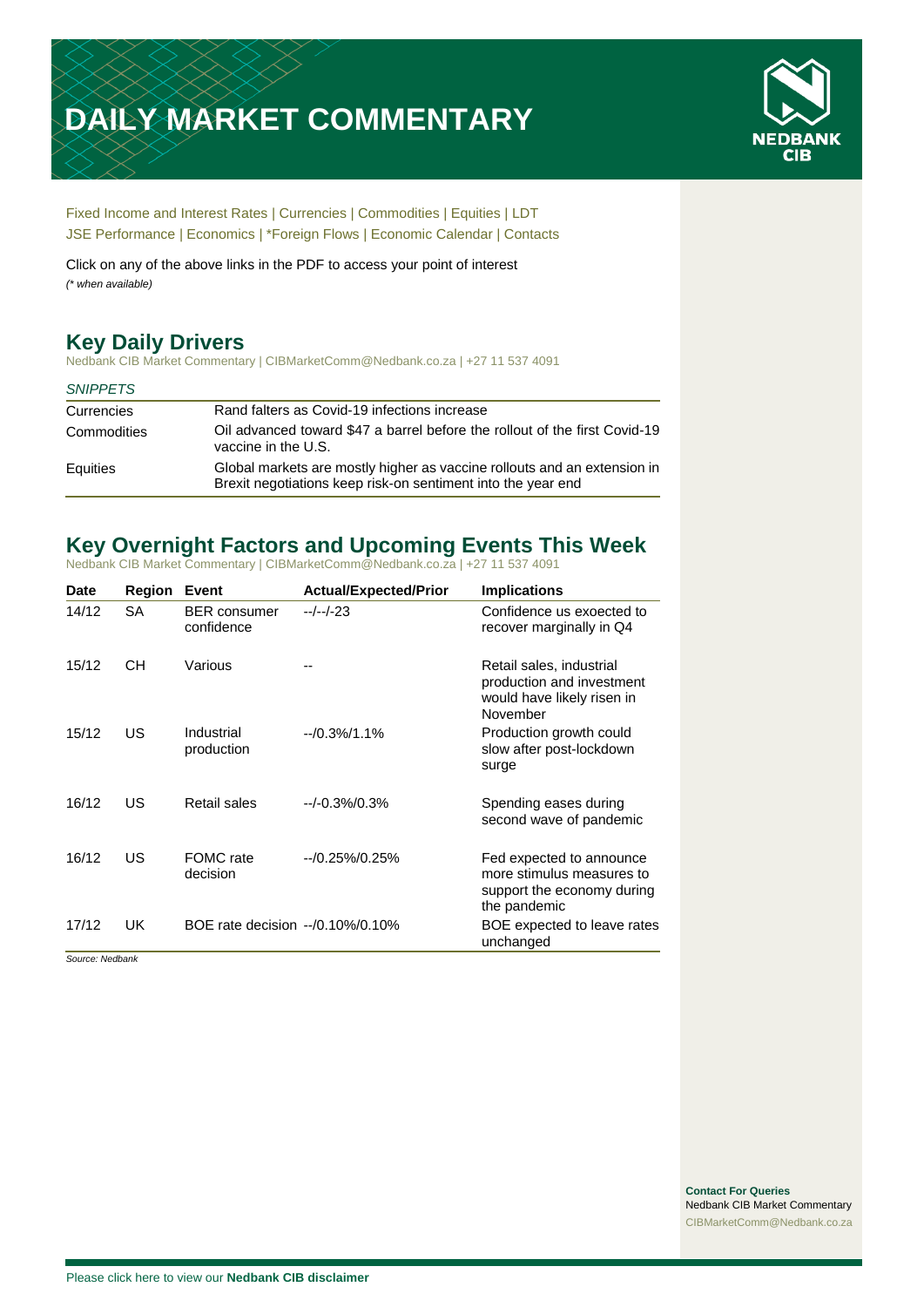# DAILY MARKET COMMENTARY

NEDBANK CIB

Fixed Income and Interest Rates | Currencies | Commodities | Equities | LDT
JSE Performance | Economics | *Foreign Flows | Economic Calendar | Contacts

Click on any of the above links in the PDF to access your point of interest
*(* when available)*

## Key Daily Drivers

Nedbank CIB Market Commentary | CIBMarketComm@Nedbank.co.za | +27 11 537 4091

| *SNIPPETS* | |
|---|---|
| Currencies | Rand falters as Covid-19 infections increase |
| Commodities | Oil advanced toward $47 a barrel before the rollout of the first Covid-19 vaccine in the U.S. |
| Equities | Global markets are mostly higher as vaccine rollouts and an extension in Brexit negotiations keep risk-on sentiment into the year end |

## Key Overnight Factors and Upcoming Events This Week

Nedbank CIB Market Commentary | CIBMarketComm@Nedbank.co.za | +27 11 537 4091

| Date | Region | Event | Actual/Expected/Prior | Implications |
|---|---|---|---|---|
| 14/12 | SA | BER consumer confidence | --/--/-23 | Confidence us exoected to recover marginally in Q4 |
| 15/12 | CH | Various | -- | Retail sales, industrial production and investment would have likely risen in November |
| 15/12 | US | Industrial production | --/0.3%/1.1% | Production growth could slow after post-lockdown surge |
| 16/12 | US | Retail sales | --/-0.3%/0.3% | Spending eases during second wave of pandemic |
| 16/12 | US | FOMC rate decision | --/0.25%/0.25% | Fed expected to announce more stimulus measures to support the economy during the pandemic |
| 17/12 | UK | BOE rate decision | --/0.10%/0.10% | BOE expected to leave rates unchanged |

*Source: Nedbank*

**Contact For Queries**
Nedbank CIB Market Commentary
CIBMarketComm@Nedbank.co.za

Please click here to view our **Nedbank CIB disclaimer**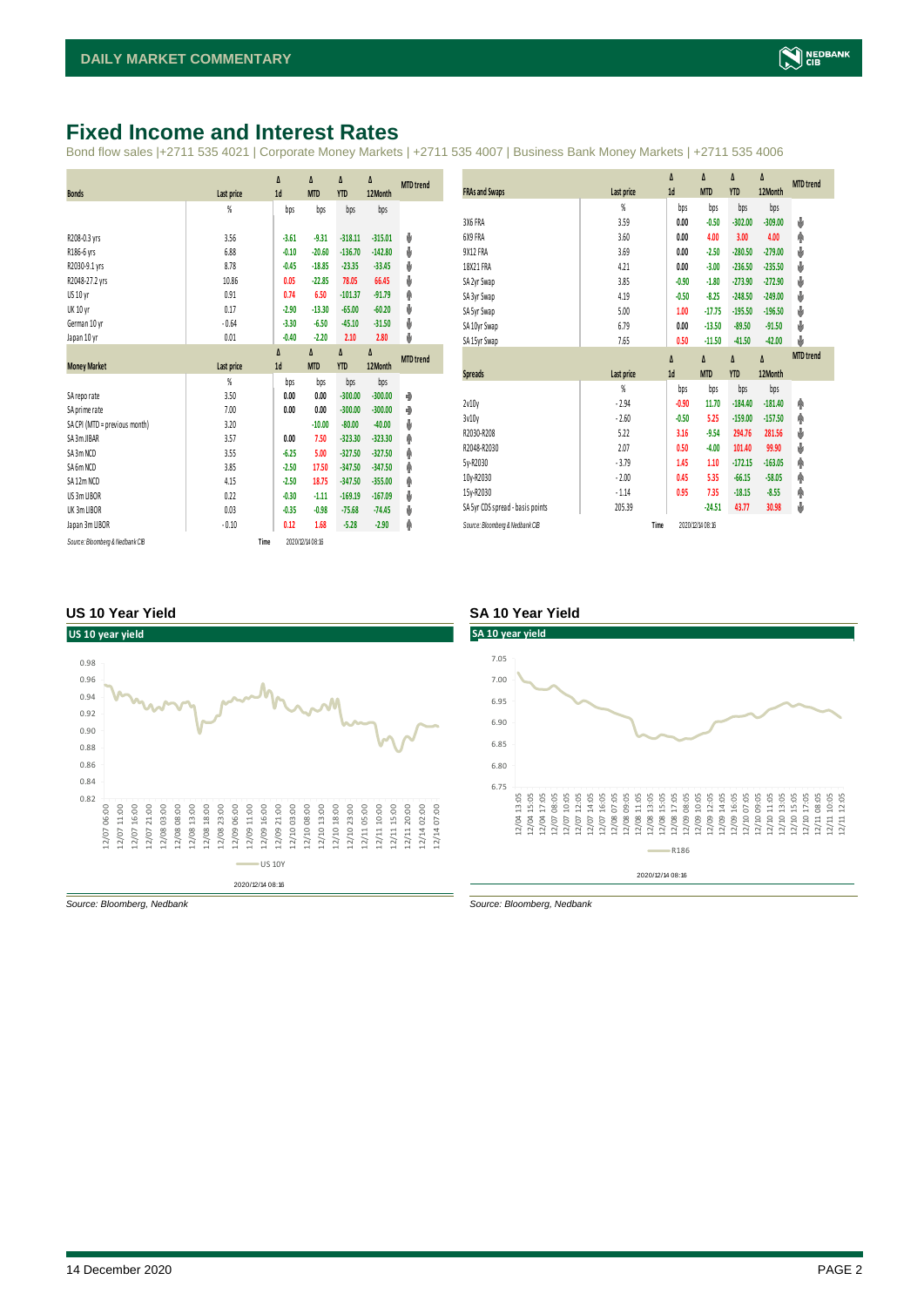# Fixed Income and Interest Rates

Bond flow sales |+2711 535 4021 | Corporate Money Markets | +2711 535 4007 | Business Bank Money Markets | +2711 535 4006

| Bonds | Last price | Δ 1d | Δ MTD | Δ YTD | Δ 12Month | MTD trend |
|---|---|---|---|---|---|---|
| | % | bps | bps | bps | bps | |
| R208-0.3 yrs | 3.56 | -3.61 | -9.31 | -318.11 | -315.01 | ⬇ |
| R186-6 yrs | 6.88 | -0.10 | -20.60 | -136.70 | -142.80 | ⬇ |
| R2030-9.1 yrs | 8.78 | -0.45 | -18.85 | -23.35 | -33.45 | ⬇ |
| R2048-27.2 yrs | 10.86 | 0.05 | -22.85 | 78.05 | 66.45 | ⬇ |
| US 10 yr | 0.91 | 0.74 | 6.50 | -101.37 | -91.79 | ⬆ |
| UK 10 yr | 0.17 | -2.90 | -13.30 | -65.00 | -60.20 | ⬇ |
| German 10 yr | -0.64 | -3.30 | -6.50 | -45.10 | -31.50 | ⬇ |
| Japan 10 yr | 0.01 | -0.40 | -2.20 | 2.10 | 2.80 | ⬇ |

| Money Market | Last price | Δ 1d | Δ MTD | Δ YTD | Δ 12Month | MTD trend |
|---|---|---|---|---|---|---|
| | % | bps | bps | bps | bps | |
| SA repo rate | 3.50 | 0.00 | 0.00 | -300.00 | -300.00 | ➡ |
| SA prime rate | 7.00 | 0.00 | 0.00 | -300.00 | -300.00 | ➡ |
| SA CPI (MTD = previous month) | 3.20 | | -10.00 | -80.00 | -40.00 | ⬇ |
| SA 3m JIBAR | 3.57 | 0.00 | 7.50 | -323.30 | -323.30 | ⬆ |
| SA 3m NCD | 3.55 | -6.25 | 5.00 | -327.50 | -327.50 | ⬆ |
| SA 6m NCD | 3.85 | -2.50 | 17.50 | -347.50 | -347.50 | ⬆ |
| SA 12m NCD | 4.15 | -2.50 | 18.75 | -347.50 | -355.00 | ⬆ |
| US 3m LIBOR | 0.22 | -0.30 | -1.11 | -169.19 | -167.09 | ⬇ |
| UK 3m LIBOR | 0.03 | -0.35 | -0.98 | -75.68 | -74.45 | ⬇ |
| Japan 3m LIBOR | -0.10 | 0.12 | 1.68 | -5.28 | -2.90 | ⬆ |

*Source: Bloomberg & Nedbank CIB* Time 2020/12/14 08:16

| FRAs and Swaps | Last price | Δ 1d | Δ MTD | Δ YTD | Δ 12Month | MTD trend |
|---|---|---|---|---|---|---|
| | % | bps | bps | bps | bps | |
| 3X6 FRA | 3.59 | 0.00 | -0.50 | -302.00 | -309.00 | ⬇ |
| 6X9 FRA | 3.60 | 0.00 | 4.00 | 3.00 | 4.00 | ⬆ |
| 9X12 FRA | 3.69 | 0.00 | -2.50 | -280.50 | -279.00 | ⬇ |
| 18X21 FRA | 4.21 | 0.00 | -3.00 | -236.50 | -235.50 | ⬇ |
| SA 2yr Swap | 3.85 | -0.90 | -1.80 | -273.90 | -272.90 | ⬇ |
| SA 3yr Swap | 4.19 | -0.50 | -8.25 | -248.50 | -249.00 | ⬇ |
| SA 5yr Swap | 5.00 | 1.00 | -17.75 | -195.50 | -196.50 | ⬇ |
| SA 10yr Swap | 6.79 | 0.00 | -13.50 | -89.50 | -91.50 | ⬇ |
| SA 15yr Swap | 7.65 | 0.50 | -11.50 | -41.50 | -42.00 | ⬇ |

| Spreads | Last price | Δ 1d | Δ MTD | Δ YTD | Δ 12Month | MTD trend |
|---|---|---|---|---|---|---|
| | % | bps | bps | bps | bps | |
| 2v10y | -2.94 | -0.90 | 11.70 | -184.40 | -181.40 | ⬆ |
| 3v10y | -2.60 | -0.50 | 5.25 | -159.00 | -157.50 | ⬆ |
| R2030-R208 | 5.22 | 3.16 | -9.54 | 294.76 | 281.56 | ⬇ |
| R2048-R2030 | 2.07 | 0.50 | -4.00 | 101.40 | 99.90 | ⬇ |
| 5y-R2030 | -3.79 | 1.45 | 1.10 | -172.15 | -163.05 | ⬆ |
| 10y-R2030 | -2.00 | 0.45 | 5.35 | -66.15 | -58.05 | ⬆ |
| 15y-R2030 | -1.14 | 0.95 | 7.35 | -18.15 | -8.55 | ⬆ |
| SA 5yr CDS spread - basis points | 205.39 | | -24.51 | 43.77 | 30.98 | ⬇ |

*Source: Bloomberg & Nedbank CIB* Time 2020/12/14 08:16

## US 10 Year Yield

*Source: Bloomberg, Nedbank*

## SA 10 Year Yield

*Source: Bloomberg, Nedbank*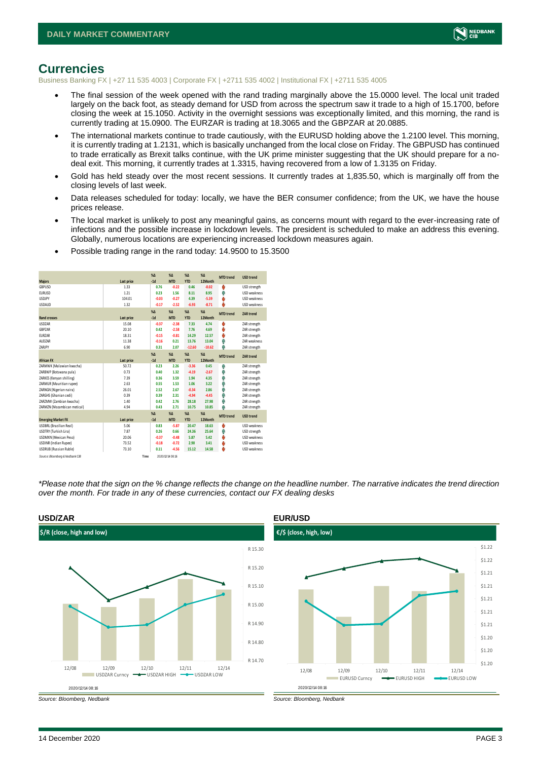## Currencies

Business Banking FX | +27 11 535 4003 | Corporate FX | +2711 535 4002 | Institutional FX | +2711 535 4005

- The final session of the week opened with the rand trading marginally above the 15.0000 level. The local unit traded largely on the back foot, as steady demand for USD from across the spectrum saw it trade to a high of 15.1700, before closing the week at 15.1050. Activity in the overnight sessions was exceptionally limited, and this morning, the rand is currently trading at 15.0900. The EURZAR is trading at 18.3065 and the GBPZAR at 20.0885.
- The international markets continue to trade cautiously, with the EURUSD holding above the 1.2100 level. This morning, it is currently trading at 1.2131, which is basically unchanged from the local close on Friday. The GBPUSD has continued to trade erratically as Brexit talks continue, with the UK prime minister suggesting that the UK should prepare for a no-deal exit. This morning, it currently trades at 1.3315, having recovered from a low of 1.3135 on Friday.
- Gold has held steady over the most recent sessions. It currently trades at 1,835.50, which is marginally off from the closing levels of last week.
- Data releases scheduled for today: locally, we have the BER consumer confidence; from the UK, we have the house prices release.
- The local market is unlikely to post any meaningful gains, as concerns mount with regard to the ever-increasing rate of infections and the possible increase in lockdown levels. The president is scheduled to make an address this evening. Globally, numerous locations are experiencing increased lockdown measures again.
- Possible trading range in the rand today: 14.9500 to 15.3500

| Majors | Last price | %Δ -1d | %Δ MTD | %Δ YTD | %Δ 12Month | MTD trend | USD trend |
|---|---|---|---|---|---|---|---|
| GBPUSD | 1.33 | 0.76 | -0.22 | 0.46 | -0.02 | ↓ | USD strength |
| EURUSD | 1.21 | 0.23 | 1.56 | 8.11 | 8.95 | ↑ | USD weakness |
| USDJPY | 104.01 | -0.03 | -0.27 | 4.39 | -5.39 | ↓ | USD weakness |
| USDAUD | 1.32 | -0.17 | -2.52 | -6.93 | -8.71 | ↓ | USD weakness |
| **Rand crosses** | **Last price** | **%Δ -1d** | **%Δ MTD** | **%Δ YTD** | **%Δ 12Month** | **MTD trend** | **ZAR trend** |
| USDZAR | 15.08 | -0.37 | -2.38 | 7.33 | 4.74 | ↓ | ZAR strength |
| GBPZAR | 20.10 | 0.42 | -2.58 | 7.76 | 4.69 | ↓ | ZAR strength |
| EURZAR | 18.31 | -0.15 | -0.81 | 14.29 | 12.57 | ↓ | ZAR strength |
| AUDZAR | 11.38 | -0.16 | 0.21 | 13.76 | 13.04 | ↑ | ZAR weakness |
| ZARJPY | 6.90 | 0.31 | 2.07 | -12.60 | -10.62 | ↑ | ZAR strength |
| **African FX** | **Last price** | **%Δ -1d** | **%Δ MTD** | **%Δ YTD** | **%Δ 12Month** | **MTD trend** | **ZAR trend** |
| ZARMWK (Malawian kwacha) | 50.72 | 0.23 | 2.26 | -3.36 | 0.45 | ↑ | ZAR strength |
| ZARBWP (Botswana pula) | 0.73 | 0.40 | 1.32 | -4.19 | -2.67 | ↑ | ZAR strength |
| ZARKES (Kenyan shilling) | 7.39 | 0.36 | 3.59 | 1.94 | 4.35 | ↑ | ZAR strength |
| ZARMUR (Mauritian rupee) | 2.63 | 0.55 | 1.53 | 1.06 | 3.22 | ↑ | ZAR strength |
| ZARNGN (Nigerian naira) | 26.01 | 2.52 | 2.67 | -0.34 | 2.86 | ↑ | ZAR strength |
| ZARGHS (Ghanian cedi) | 0.39 | 0.39 | 2.31 | -4.94 | -4.45 | ↑ | ZAR strength |
| ZARZMW (Zambian kwacha) | 1.40 | 0.42 | 2.76 | 28.18 | 27.98 | ↑ | ZAR strength |
| ZARMZN (Mozambican metical) | 4.94 | 0.43 | 2.71 | 10.75 | 10.85 | ↑ | ZAR strength |
| **Emerging Market FX** | **Last price** | **%Δ -1d** | **%Δ MTD** | **%Δ YTD** | **%Δ 12Month** | **MTD trend** | **USD trend** |
| USDBRL (Brazilian Real) | 5.06 | 0.83 | -5.87 | 20.47 | 18.63 | ↓ | USD weakness |
| USDTRY (Turkish Lira) | 7.87 | 0.26 | 0.66 | 24.36 | 25.64 | ↑ | USD strength |
| USDMXN (Mexican Peso) | 20.06 | -0.37 | -0.48 | 5.87 | 5.42 | ↓ | USD weakness |
| USDINR (Indian Rupee) | 73.52 | -0.18 | -0.72 | 2.90 | 3.41 | ↓ | USD weakness |
| USDRUB (Russian Ruble) | 73.10 | 0.11 | -4.56 | 15.12 | 14.58 | ↓ | USD weakness |

Source: Bloomberg & Nedbank CIB    Time 2020/12/14 08:16

*\*Please note that the sign on the % change reflects the change on the headline number. The narrative indicates the trend direction over the month. For trade in any of these currencies, contact our FX dealing desks*

### USD/ZAR

$/R (close, high and low)

2020/12/14 08:16

Source: Bloomberg, Nedbank

### EUR/USD

€/$ (close, high, low)

2020/12/14 08:16

Source: Bloomberg, Nedbank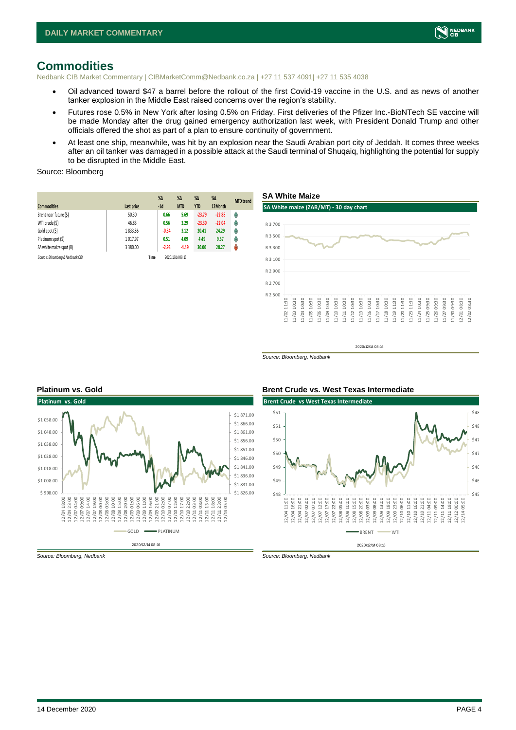# Commodities

Nedbank CIB Market Commentary | CIBMarketComm@Nedbank.co.za | +27 11 537 4091| +27 11 535 4038

- Oil advanced toward $47 a barrel before the rollout of the first Covid-19 vaccine in the U.S. and as news of another tanker explosion in the Middle East raised concerns over the region's stability.
- Futures rose 0.5% in New York after losing 0.5% on Friday. First deliveries of the Pfizer Inc.-BioNTech SE vaccine will be made Monday after the drug gained emergency authorization last week, with President Donald Trump and other officials offered the shot as part of a plan to ensure continuity of government.
- At least one ship, meanwhile, was hit by an explosion near the Saudi Arabian port city of Jeddah. It comes three weeks after an oil tanker was damaged in a possible attack at the Saudi terminal of Shuqaiq, highlighting the potential for supply to be disrupted in the Middle East.

Source: Bloomberg

| Commodities | Last price | %Δ -1d | %Δ MTD | %Δ YTD | %Δ 12Month | MTD trend |
|---|---|---|---|---|---|---|
| Brent near future ($) | 50.30 | 0.66 | 5.69 | -23.79 | -22.88 | ↑ |
| WTI crude ($) | 46.83 | 0.56 | 3.29 | -23.30 | -22.04 | ↑ |
| Gold spot ($) | 1 833.56 | -0.34 | 3.12 | 20.41 | 24.29 | ↑ |
| Platinum spot ($) | 1 017.97 | 0.51 | 4.09 | 4.49 | 9.67 | ↑ |
| SA white maize spot (R) | 3 380.00 | -2.93 | -4.49 | 30.00 | 28.27 | ↓ |

Source: Bloomberg & Nedbank CIB Time 2020/12/14 08:16

## SA White Maize

Source: Bloomberg, Nedbank

## Platinum vs. Gold

Source: Bloomberg, Nedbank

## Brent Crude vs. West Texas Intermediate

Source: Bloomberg, Nedbank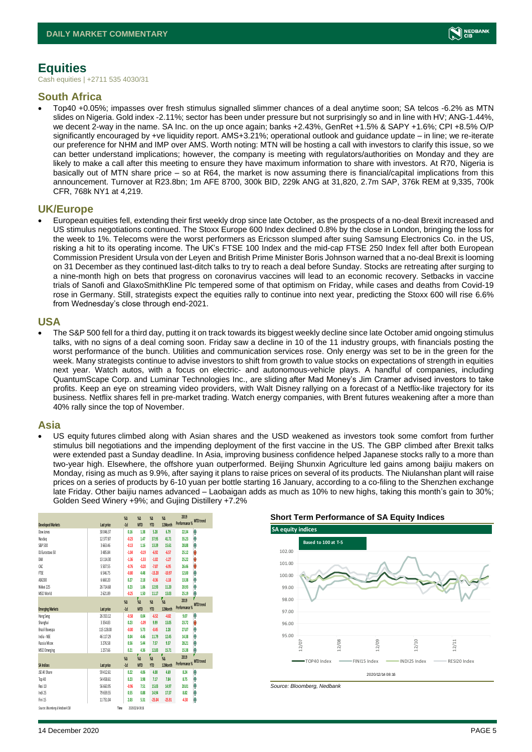# Equities

Cash equities | +2711 535 4030/31

## South Africa

- Top40 +0.05%; impasses over fresh stimulus signalled slimmer chances of a deal anytime soon; SA telcos -6.2% as MTN slides on Nigeria. Gold index -2.11%; sector has been under pressure but not surprisingly so and in line with HV; ANG-1.44%, we decent 2-way in the name. SA Inc. on the up once again; banks +2.43%, GenRet +1.5% & SAPY +1.6%; CPI +8.5% O/P significantly encouraged by +ve liquidity report. AMS+3.21%; operational outlook and guidance update – in line; we re-iterate our preference for NHM and IMP over AMS. Worth noting: MTN will be hosting a call with investors to clarify this issue, so we can better understand implications; however, the company is meeting with regulators/authorities on Monday and they are likely to make a call after this meeting to ensure they have maximum information to share with investors. At R70, Nigeria is basically out of MTN share price – so at R64, the market is now assuming there is financial/capital implications from this announcement. Turnover at R23.8bn; 1m AFE 8700, 300k BID, 229k ANG at 31,820, 2.7m SAP, 376k REM at 9,335, 700k CFR, 768k NY1 at 4,219.

## UK/Europe

- European equities fell, extending their first weekly drop since late October, as the prospects of a no-deal Brexit increased and US stimulus negotiations continued. The Stoxx Europe 600 Index declined 0.8% by the close in London, bringing the loss for the week to 1%. Telecoms were the worst performers as Ericsson slumped after suing Samsung Electronics Co. in the US, risking a hit to its operating income. The UK's FTSE 100 Index and the mid-cap FTSE 250 Index fell after both European Commission President Ursula von der Leyen and British Prime Minister Boris Johnson warned that a no-deal Brexit is looming on 31 December as they continued last-ditch talks to try to reach a deal before Sunday. Stocks are retreating after surging to a nine-month high on bets that progress on coronavirus vaccines will lead to an economic recovery. Setbacks in vaccine trials of Sanofi and GlaxoSmithKline Plc tempered some of that optimism on Friday, while cases and deaths from Covid-19 rose in Germany. Still, strategists expect the equities rally to continue into next year, predicting the Stoxx 600 will rise 6.6% from Wednesday's close through end-2021.

## USA

- The S&P 500 fell for a third day, putting it on track towards its biggest weekly decline since late October amid ongoing stimulus talks, with no signs of a deal coming soon. Friday saw a decline in 10 of the 11 industry groups, with financials posting the worst performance of the bunch. Utilities and communication services rose. Only energy was set to be in the green for the week. Many strategists continue to advise investors to shift from growth to value stocks on expectations of strength in equities next year. Watch autos, with a focus on electric- and autonomous-vehicle plays. A handful of companies, including QuantumScape Corp. and Luminar Technologies Inc., are sliding after Mad Money's Jim Cramer advised investors to take profits. Keep an eye on streaming video providers, with Walt Disney rallying on a forecast of a Netflix-like trajectory for its business. Netflix shares fell in pre-market trading. Watch energy companies, with Brent futures weakening after a more than 40% rally since the top of November.

## Asia

- US equity futures climbed along with Asian shares and the USD weakened as investors took some comfort from further stimulus bill negotiations and the impending deployment of the first vaccine in the US. The GBP climbed after Brexit talks were extended past a Sunday deadline. In Asia, improving business confidence helped Japanese stocks rally to a more than two-year high. Elsewhere, the offshore yuan outperformed. Beijing Shunxin Agriculture led gains among baijiu makers on Monday, rising as much as 9.9%, after saying it plans to raise prices on several of its products. The Niulanshan plant will raise prices on a series of products by 6-10 yuan per bottle starting 16 January, according to a co-filing to the Shenzhen exchange late Friday. Other baijiu names advanced – Laobaigan adds as much as 10% to new highs, taking this month's gain to 30%; Golden Seed Winery +9%; and Gujing Distillery +7.2%

| Developed Markets | Last price | % Δ -1d | % Δ MTD | % Δ YTD | % Δ 12Month | 2019 Performance % | MTD trend |
|---|---|---|---|---|---|---|---|
| Dow Jones | 30 046.37 | 0.16 | 1.38 | 5.28 | 6.79 | 22.34 | |
| Nasdaq | 12 377.87 | -0.23 | 1.47 | 37.95 | 41.71 | 35.23 | |
| S&P 500 | 3 663.46 | -0.13 | 1.16 | 13.39 | 15.61 | 28.88 | |
| DJ Eurostoxx 50 | 3 485.84 | -1.04 | -0.19 | -6.92 | -6.57 | 25.12 | |
| DAX | 13 114.30 | -1.36 | -1.33 | -1.02 | -1.27 | 25.22 | |
| CAC | 5 507.55 | -0.76 | -0.20 | -7.87 | -6.95 | 26.46 | |
| FTSE | 6 546.75 | -0.80 | 4.48 | -13.20 | -10.97 | 12.00 | |
| ASX200 | 6 660.20 | 0.27 | 2.18 | -0.36 | -1.18 | 13.38 | |
| Nikkei 225 | 26 714.68 | 0.23 | 1.06 | 12.93 | 11.20 | 20.93 | |
| MSCI World | 2 621.89 | -0.25 | 1.50 | 11.17 | 13.03 | 25.19 | |
| **Emerging Markets** | **Last price** | **% Δ -1d** | **% Δ MTD** | **% Δ YTD** | **% Δ 12Month** | **2019 Performance %** | **MTD trend** |
| Hang Seng | 26 353.12 | -0.58 | 0.04 | -6.52 | -4.82 | 9.07 | |
| Shanghai | 3 354.83 | 0.23 | -1.09 | 9.99 | 13.05 | 23.72 | |
| Brazil Bovespa | 115 128.00 | -0.00 | 5.73 | -0.45 | 2.28 | 27.07 | |
| India - NSE | 46 117.29 | 0.04 | 4.46 | 11.79 | 12.45 | 14.38 | |
| Russia Micex | 3 276.58 | 0.56 | 5.44 | 7.57 | 9.37 | 28.21 | |
| MSCI Emerging | 1 257.66 | 0.21 | 4.36 | 12.83 | 15.71 | 15.38 | |
| **SA Indices** | **Last price** | **% Δ -1d** | **% Δ MTD** | **% Δ YTD** | **% Δ 12Month** | **2019 Performance %** | **MTD trend** |
| JSE All Share | 59 412.61 | 0.22 | 4.06 | 4.08 | 4.69 | 8.24 | |
| Top 40 | 54 458.61 | 0.23 | 3.98 | 7.17 | 7.84 | 8.75 | |
| Resi 10 | 56 663.95 | -0.96 | 7.51 | 15.03 | 14.97 | 20.01 | |
| Indi 25 | 79 659.55 | 0.55 | 0.88 | 14.94 | 17.37 | 8.82 | |
| Fini 15 | 11 751.04 | 2.03 | 5.31 | -25.04 | -25.91 | -4.30 | |

Source: Bloomberg & Nedbank CIB　Time　2020/12/14 08:18

**Short Term Performance of SA Equity Indices**

Source: Bloomberg, Nedbank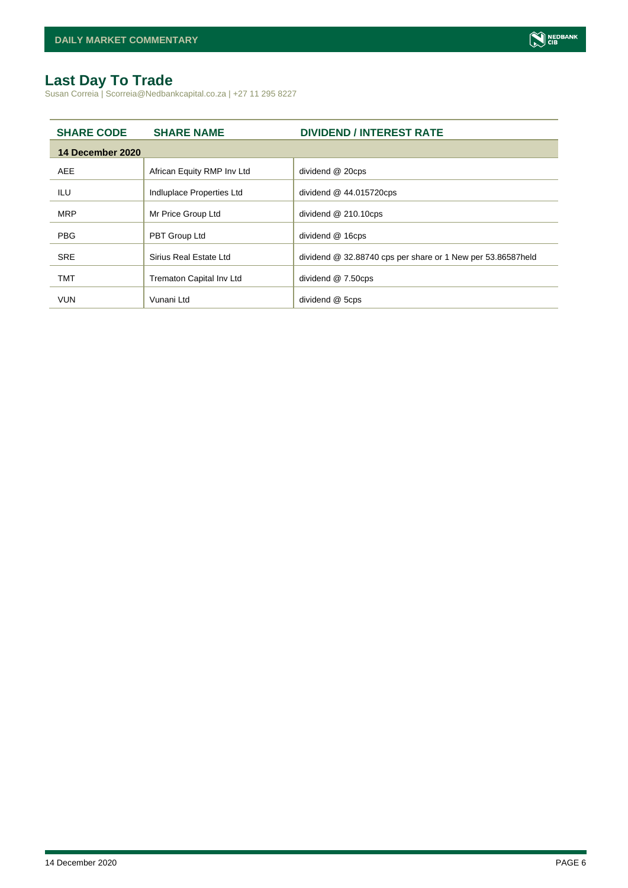## Last Day To Trade

Susan Correia | Scorreia@Nedbankcapital.co.za | +27 11 295 8227

| SHARE CODE | SHARE NAME | DIVIDEND / INTEREST RATE |
|---|---|---|
| **14 December 2020** | | |
| AEE | African Equity RMP Inv Ltd | dividend @ 20cps |
| ILU | Indluplace Properties Ltd | dividend @ 44.015720cps |
| MRP | Mr Price Group Ltd | dividend @ 210.10cps |
| PBG | PBT Group Ltd | dividend @ 16cps |
| SRE | Sirius Real Estate Ltd | dividend @ 32.88740 cps per share or 1 New per 53.86587held |
| TMT | Trematon Capital Inv Ltd | dividend @ 7.50cps |
| VUN | Vunani Ltd | dividend @ 5cps |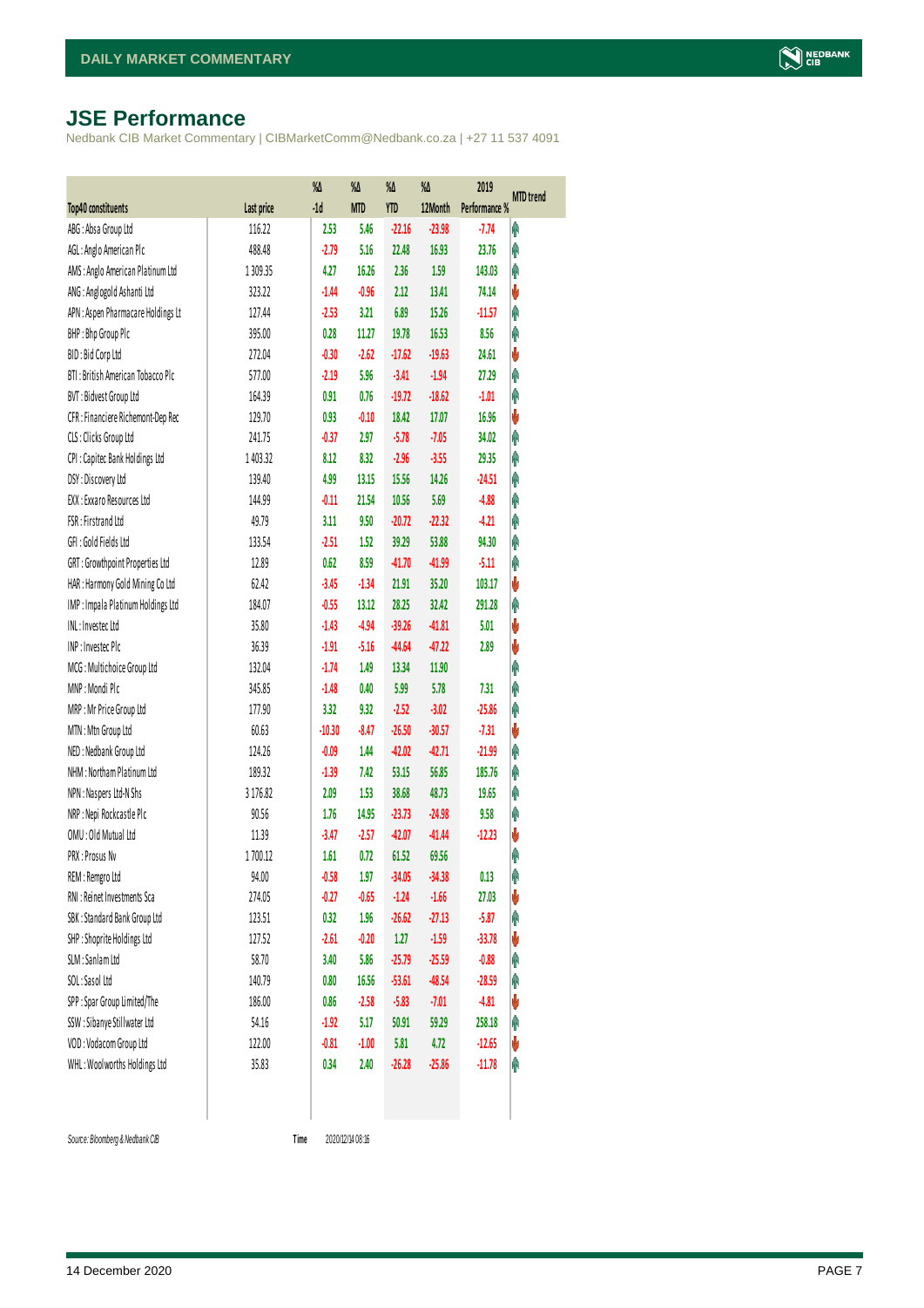# JSE Performance

Nedbank CIB Market Commentary | CIBMarketComm@Nedbank.co.za | +27 11 537 4091

| Top40 constituents | Last price | %Δ -1d | %Δ MTD | %Δ YTD | %Δ 12Month | 2019 Performance % | MTD trend |
|---|---|---|---|---|---|---|---|
| ABG : Absa Group Ltd | 116.22 | 2.53 | 5.46 | -22.16 | -23.98 | -7.74 | ↑ |
| AGL : Anglo American Plc | 488.48 | -2.79 | 5.16 | 22.48 | 16.93 | 23.76 | ↑ |
| AMS : Anglo American Platinum Ltd | 1 309.35 | 4.27 | 16.26 | 2.36 | 1.59 | 143.03 | ↑ |
| ANG : Anglogold Ashanti Ltd | 323.22 | -1.44 | -0.96 | 2.12 | 13.41 | 74.14 | ↓ |
| APN : Aspen Pharmacare Holdings Lt | 127.44 | -2.53 | 3.21 | 6.89 | 15.26 | -11.57 | ↑ |
| BHP : Bhp Group Plc | 395.00 | 0.28 | 11.27 | 19.78 | 16.53 | 8.56 | ↑ |
| BID : Bid Corp Ltd | 272.04 | -0.30 | -2.62 | -17.62 | -19.63 | 24.61 | ↓ |
| BTI : British American Tobacco Plc | 577.00 | -2.19 | 5.96 | -3.41 | -1.94 | 27.29 | ↑ |
| BVT : Bidvest Group Ltd | 164.39 | 0.91 | 0.76 | -19.72 | -18.62 | -1.01 | ↑ |
| CFR : Financiere Richemont-Dep Rec | 129.70 | 0.93 | -0.10 | 18.42 | 17.07 | 16.96 | ↓ |
| CLS : Clicks Group Ltd | 241.75 | -0.37 | 2.97 | -5.78 | -7.05 | 34.02 | ↑ |
| CPI : Capitec Bank Holdings Ltd | 1 403.32 | 8.12 | 8.32 | -2.96 | -3.55 | 29.35 | ↑ |
| DSY : Discovery Ltd | 139.40 | 4.99 | 13.15 | 15.56 | 14.26 | -24.51 | ↑ |
| EXX : Exxaro Resources Ltd | 144.99 | -0.11 | 21.54 | 10.56 | 5.69 | -4.88 | ↑ |
| FSR : Firstrand Ltd | 49.79 | 3.11 | 9.50 | -20.72 | -22.32 | -4.21 | ↑ |
| GFI : Gold Fields Ltd | 133.54 | -2.51 | 1.52 | 39.29 | 53.88 | 94.30 | ↑ |
| GRT : Growthpoint Properties Ltd | 12.89 | 0.62 | 8.59 | -41.70 | -41.99 | -5.11 | ↑ |
| HAR : Harmony Gold Mining Co Ltd | 62.42 | -3.45 | -1.34 | 21.91 | 35.20 | 103.17 | ↓ |
| IMP : Impala Platinum Holdings Ltd | 184.07 | -0.55 | 13.12 | 28.25 | 32.42 | 291.28 | ↑ |
| INL : Investec Ltd | 35.80 | -1.43 | -4.94 | -39.26 | -41.81 | 5.01 | ↓ |
| INP : Investec Plc | 36.39 | -1.91 | -5.16 | -44.64 | -47.22 | 2.89 | ↓ |
| MCG : Multichoice Group Ltd | 132.04 | -1.74 | 1.49 | 13.34 | 11.90 | | ↑ |
| MNP : Mondi Plc | 345.85 | -1.48 | 0.40 | 5.99 | 5.78 | 7.31 | ↑ |
| MRP : Mr Price Group Ltd | 177.90 | 3.32 | 9.32 | -2.52 | -3.02 | -25.86 | ↑ |
| MTN : Mtn Group Ltd | 60.63 | -10.30 | -8.47 | -26.50 | -30.57 | -7.31 | ↓ |
| NED : Nedbank Group Ltd | 124.26 | -0.09 | 1.44 | -42.02 | -42.71 | -21.99 | ↑ |
| NHM : Northam Platinum Ltd | 189.32 | -1.39 | 7.42 | 53.15 | 56.85 | 185.76 | ↑ |
| NPN : Naspers Ltd-N Shs | 3 176.82 | 2.09 | 1.53 | 38.68 | 48.73 | 19.65 | ↑ |
| NRP : Nepi Rockcastle Plc | 90.56 | 1.76 | 14.95 | -23.73 | -24.98 | 9.58 | ↑ |
| OMU : Old Mutual Ltd | 11.39 | -3.47 | -2.57 | -42.07 | -41.44 | -12.23 | ↓ |
| PRX : Prosus Nv | 1 700.12 | 1.61 | 0.72 | 61.52 | 69.56 | | ↑ |
| REM : Remgro Ltd | 94.00 | -0.58 | 1.97 | -34.05 | -34.38 | 0.13 | ↑ |
| RNI : Reinet Investments Sca | 274.05 | -0.27 | -0.65 | -1.24 | -1.66 | 27.03 | ↓ |
| SBK : Standard Bank Group Ltd | 123.51 | 0.32 | 1.96 | -26.62 | -27.13 | -5.87 | ↑ |
| SHP : Shoprite Holdings Ltd | 127.52 | -2.61 | -0.20 | 1.27 | -1.59 | -33.78 | ↓ |
| SLM : Sanlam Ltd | 58.70 | 3.40 | 5.86 | -25.79 | -25.59 | -0.88 | ↑ |
| SOL : Sasol Ltd | 140.79 | 0.80 | 16.56 | -53.61 | -48.54 | -28.59 | ↑ |
| SPP : Spar Group Limited/The | 186.00 | 0.86 | -2.58 | -5.83 | -7.01 | -4.81 | ↓ |
| SSW : Sibanye Stillwater Ltd | 54.16 | -1.92 | 5.17 | 50.91 | 59.29 | 258.18 | ↑ |
| VOD : Vodacom Group Ltd | 122.00 | -0.81 | -1.00 | 5.81 | 4.72 | -12.65 | ↓ |
| WHL : Woolworths Holdings Ltd | 35.83 | 0.34 | 2.40 | -26.28 | -25.86 | -11.78 | ↑ |

*Source: Bloomberg & Nedbank CIB* Time 2020/12/14 08:16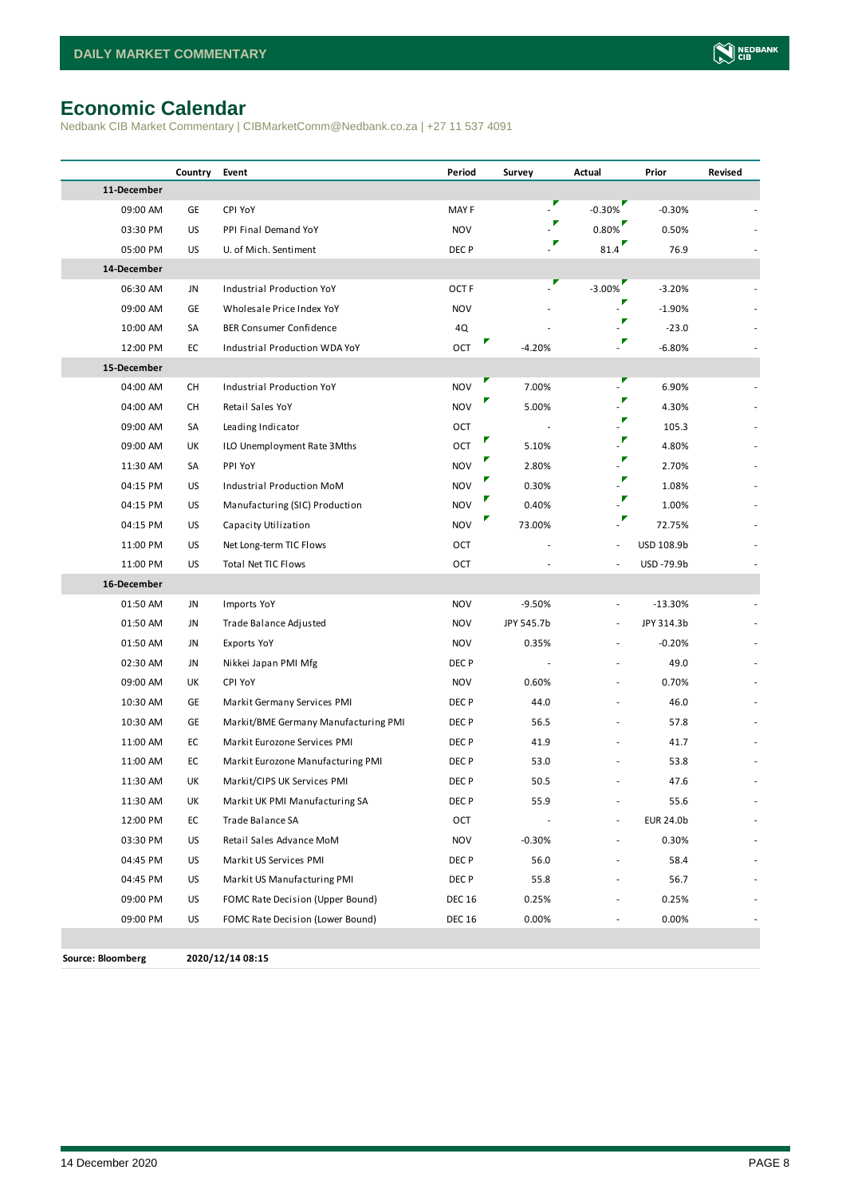## Economic Calendar

Nedbank CIB Market Commentary | CIBMarketComm@Nedbank.co.za | +27 11 537 4091

| | Country | Event | Period | Survey | Actual | Prior | Revised |
|---|---|---|---|---|---|---|---|
| **11-December** | | | | | | | |
| 09:00 AM | GE | CPI YoY | MAY F | - | -0.30% | -0.30% | - |
| 03:30 PM | US | PPI Final Demand YoY | NOV | - | 0.80% | 0.50% | - |
| 05:00 PM | US | U. of Mich. Sentiment | DEC P | - | 81.4 | 76.9 | - |
| **14-December** | | | | | | | |
| 06:30 AM | JN | Industrial Production YoY | OCT F | - | -3.00% | -3.20% | - |
| 09:00 AM | GE | Wholesale Price Index YoY | NOV | - | - | -1.90% | - |
| 10:00 AM | SA | BER Consumer Confidence | 4Q | - | - | -23.0 | - |
| 12:00 PM | EC | Industrial Production WDA YoY | OCT | -4.20% | - | -6.80% | - |
| **15-December** | | | | | | | |
| 04:00 AM | CH | Industrial Production YoY | NOV | 7.00% | - | 6.90% | - |
| 04:00 AM | CH | Retail Sales YoY | NOV | 5.00% | - | 4.30% | - |
| 09:00 AM | SA | Leading Indicator | OCT | - | - | 105.3 | - |
| 09:00 AM | UK | ILO Unemployment Rate 3Mths | OCT | 5.10% | - | 4.80% | - |
| 11:30 AM | SA | PPI YoY | NOV | 2.80% | - | 2.70% | - |
| 04:15 PM | US | Industrial Production MoM | NOV | 0.30% | - | 1.08% | - |
| 04:15 PM | US | Manufacturing (SIC) Production | NOV | 0.40% | - | 1.00% | - |
| 04:15 PM | US | Capacity Utilization | NOV | 73.00% | - | 72.75% | - |
| 11:00 PM | US | Net Long-term TIC Flows | OCT | - | - | USD 108.9b | - |
| 11:00 PM | US | Total Net TIC Flows | OCT | - | - | USD -79.9b | - |
| **16-December** | | | | | | | |
| 01:50 AM | JN | Imports YoY | NOV | -9.50% | - | -13.30% | - |
| 01:50 AM | JN | Trade Balance Adjusted | NOV | JPY 545.7b | - | JPY 314.3b | - |
| 01:50 AM | JN | Exports YoY | NOV | 0.35% | - | -0.20% | - |
| 02:30 AM | JN | Nikkei Japan PMI Mfg | DEC P | - | - | 49.0 | - |
| 09:00 AM | UK | CPI YoY | NOV | 0.60% | - | 0.70% | - |
| 10:30 AM | GE | Markit Germany Services PMI | DEC P | 44.0 | - | 46.0 | - |
| 10:30 AM | GE | Markit/BME Germany Manufacturing PMI | DEC P | 56.5 | - | 57.8 | - |
| 11:00 AM | EC | Markit Eurozone Services PMI | DEC P | 41.9 | - | 41.7 | - |
| 11:00 AM | EC | Markit Eurozone Manufacturing PMI | DEC P | 53.0 | - | 53.8 | - |
| 11:30 AM | UK | Markit/CIPS UK Services PMI | DEC P | 50.5 | - | 47.6 | - |
| 11:30 AM | UK | Markit UK PMI Manufacturing SA | DEC P | 55.9 | - | 55.6 | - |
| 12:00 PM | EC | Trade Balance SA | OCT | - | - | EUR 24.0b | - |
| 03:30 PM | US | Retail Sales Advance MoM | NOV | -0.30% | - | 0.30% | - |
| 04:45 PM | US | Markit US Services PMI | DEC P | 56.0 | - | 58.4 | - |
| 04:45 PM | US | Markit US Manufacturing PMI | DEC P | 55.8 | - | 56.7 | - |
| 09:00 PM | US | FOMC Rate Decision (Upper Bound) | DEC 16 | 0.25% | - | 0.25% | - |
| 09:00 PM | US | FOMC Rate Decision (Lower Bound) | DEC 16 | 0.00% | - | 0.00% | - |

**Source: Bloomberg** **2020/12/14 08:15**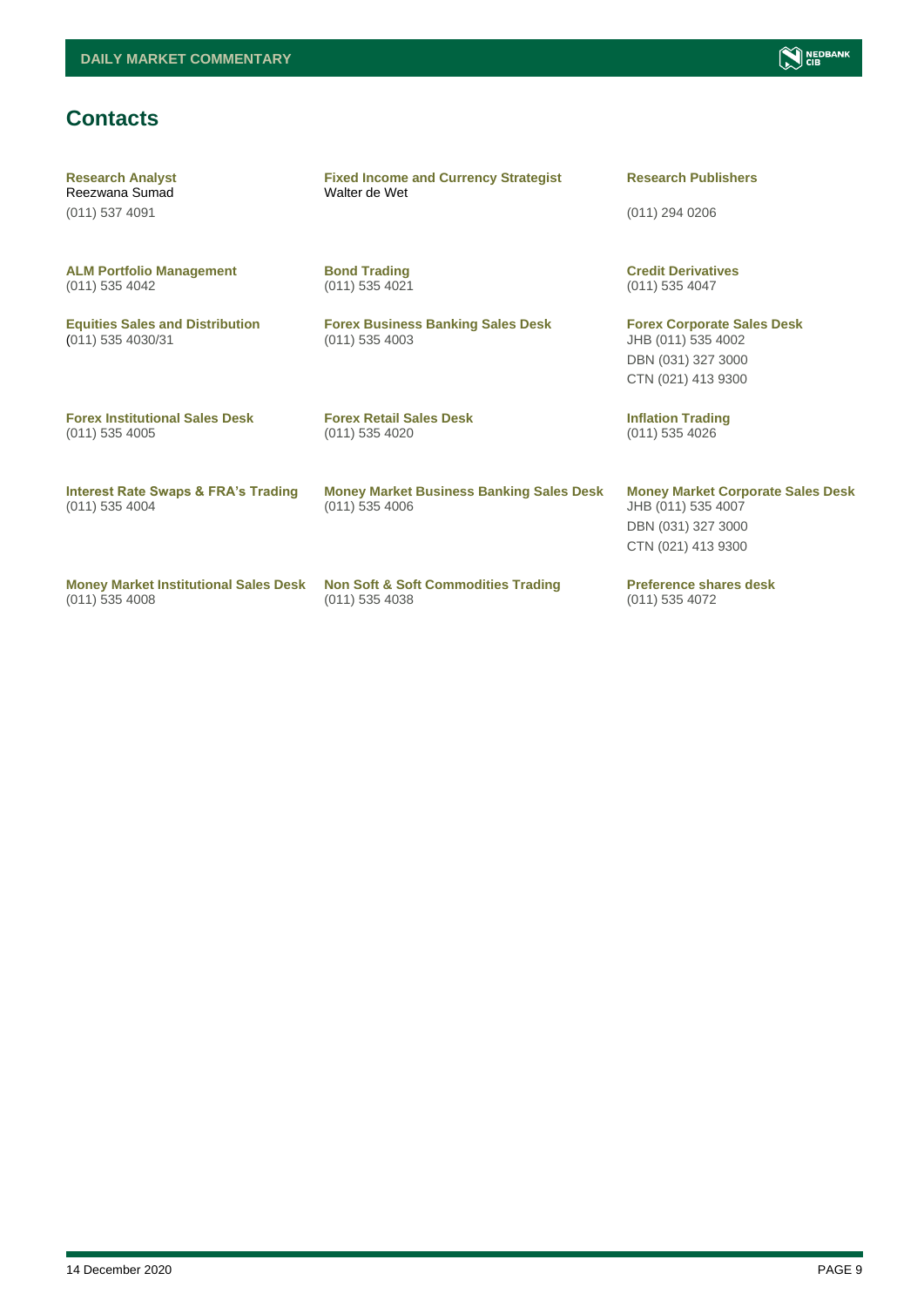## Contacts

**Research Analyst**
Reezwana Sumad
(011) 537 4091

**Fixed Income and Currency Strategist**
Walter de Wet

**Research Publishers**
(011) 294 0206

**ALM Portfolio Management**
(011) 535 4042

**Bond Trading**
(011) 535 4021

**Credit Derivatives**
(011) 535 4047

**Equities Sales and Distribution**
(011) 535 4030/31

**Forex Business Banking Sales Desk**
(011) 535 4003

**Forex Corporate Sales Desk**
JHB (011) 535 4002
DBN (031) 327 3000
CTN (021) 413 9300

**Forex Institutional Sales Desk**
(011) 535 4005

**Forex Retail Sales Desk**
(011) 535 4020

**Inflation Trading**
(011) 535 4026

**Interest Rate Swaps & FRA's Trading**
(011) 535 4004

**Money Market Business Banking Sales Desk**
(011) 535 4006

**Money Market Corporate Sales Desk**
JHB (011) 535 4007
DBN (031) 327 3000
CTN (021) 413 9300

**Money Market Institutional Sales Desk**
(011) 535 4008

**Non Soft & Soft Commodities Trading**
(011) 535 4038

**Preference shares desk**
(011) 535 4072